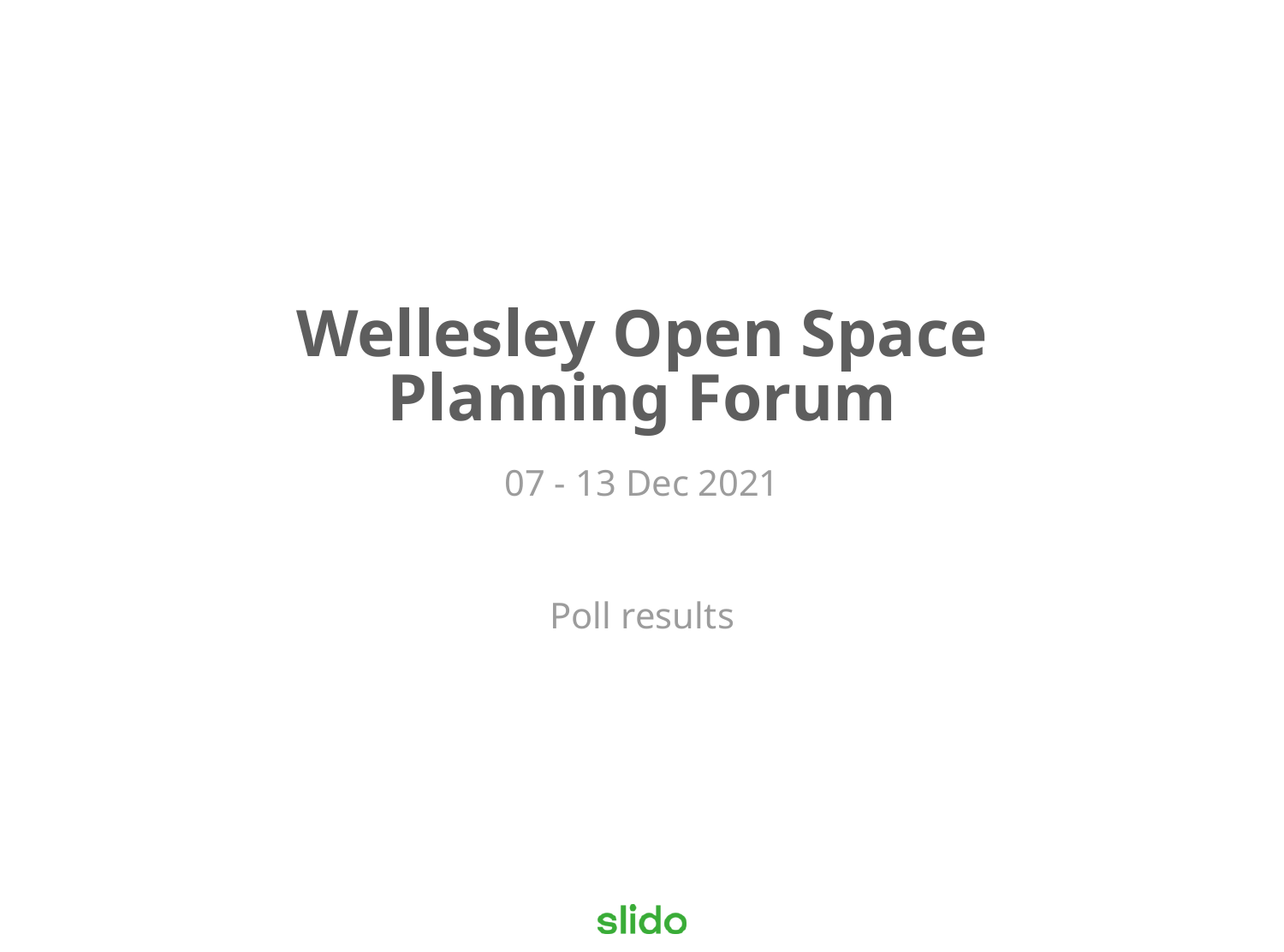# Wellesley Open Space Planning Forum

07 - 13 Dec 2021

Poll results

slido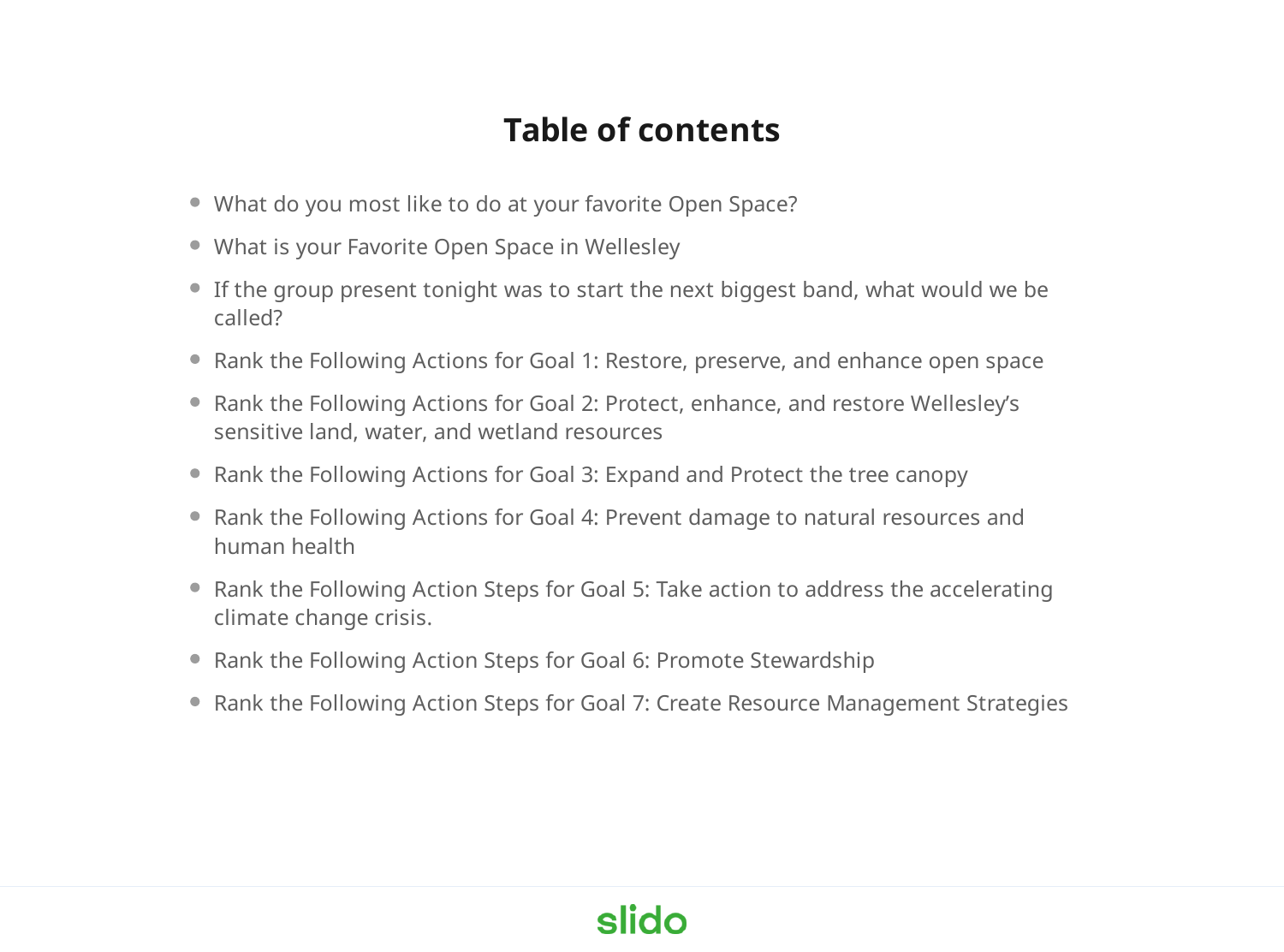# Table of contents

- What do you most like to do at your favorite Open Space?
- What is your Favorite Open Space in Wellesley
- If the group present tonight was to start the next biggest band, what would we be called?
- Rank the Following Actions for Goal 1: Restore, preserve, and enhance open space
- Rank the Following Actions for Goal 2: Protect, enhance, and restore Wellesley's sensitive land, water, and wetland resources
- Rank the Following Actions for Goal 3: Expand and Protect the tree canopy
- Rank the Following Actions for Goal 4: Prevent damage to natural resources and human health
- Rank the Following Action Steps for Goal 5: Take action to address the accelerating climate change crisis.
- Rank the Following Action Steps for Goal 6: Promote Stewardship
- Rank the Following Action Steps for Goal 7: Create Resource Management Strategies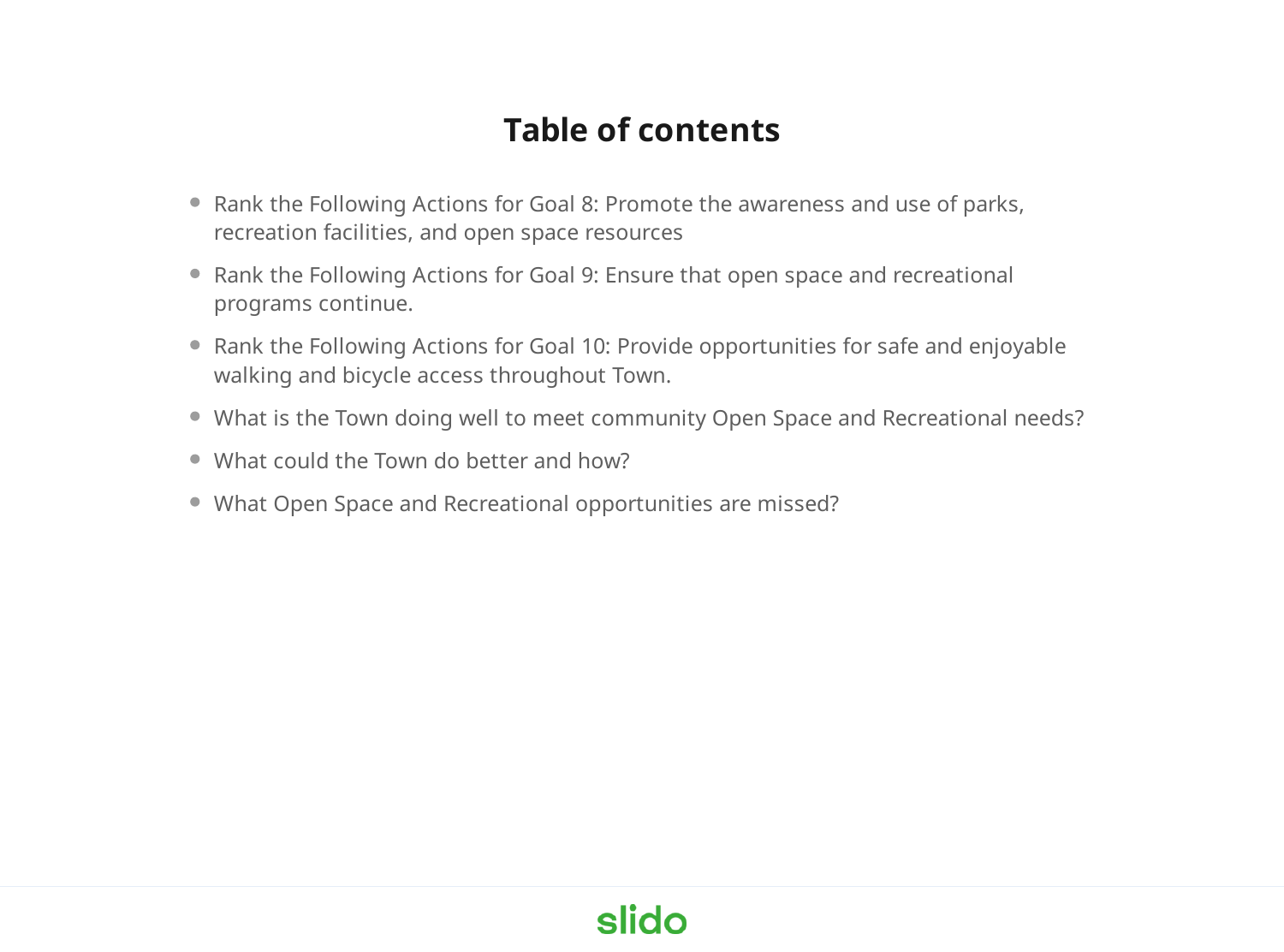# Table of contents

- Rank the Following Actions for Goal 8: Promote the awareness and use of parks, recreation facilities, and open space resources
- Rank the Following Actions for Goal 9: Ensure that open space and recreational programs continue.
- Rank the Following Actions for Goal 10: Provide opportunities for safe and enjoyable walking and bicycle access throughout Town.
- What is the Town doing well to meet community Open Space and Recreational needs?
- What could the Town do better and how?
- What Open Space and Recreational opportunities are missed?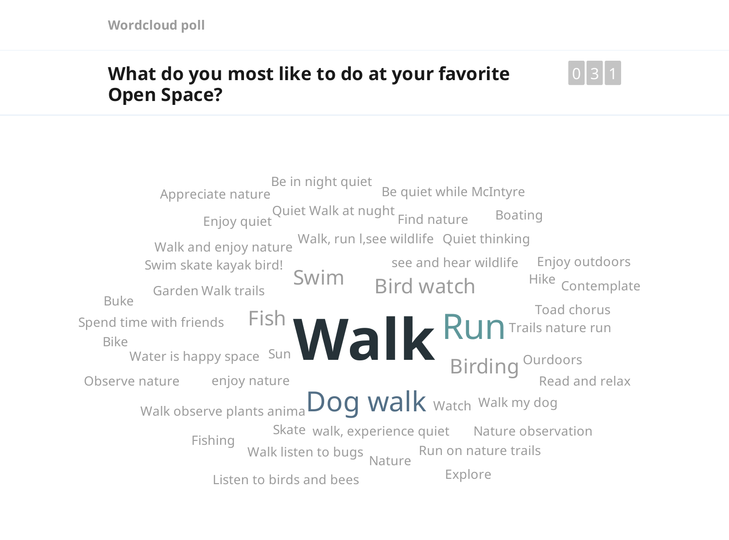Wordcloud poll

## What do you most like to do at your favorite Open Space?

0 3 1

Be in night quiet
Appreciate nature
Be quiet while McIntyre
Quiet Walk at nught
Enjoy quiet
Find nature
Boating
Walk, run l,see wildlife
Quiet thinking
Walk and enjoy nature
Swim skate kayak bird!
see and hear wildlife
Enjoy outdoors
Swim
Hike
Contemplate
Bird watch
Garden Walk trails
Buke
Toad chorus
Fish
Spend time with friends
**Walk**
Run
Trails nature run
Bike
Water is happy space
Sun
Birding
Ourdoors
Observe nature
enjoy nature
Read and relax
Dog walk
Watch
Walk my dog
Walk observe plants anima
Skate
walk, experience quiet
Nature observation
Fishing
Walk listen to bugs
Run on nature trails
Nature
Explore
Listen to birds and bees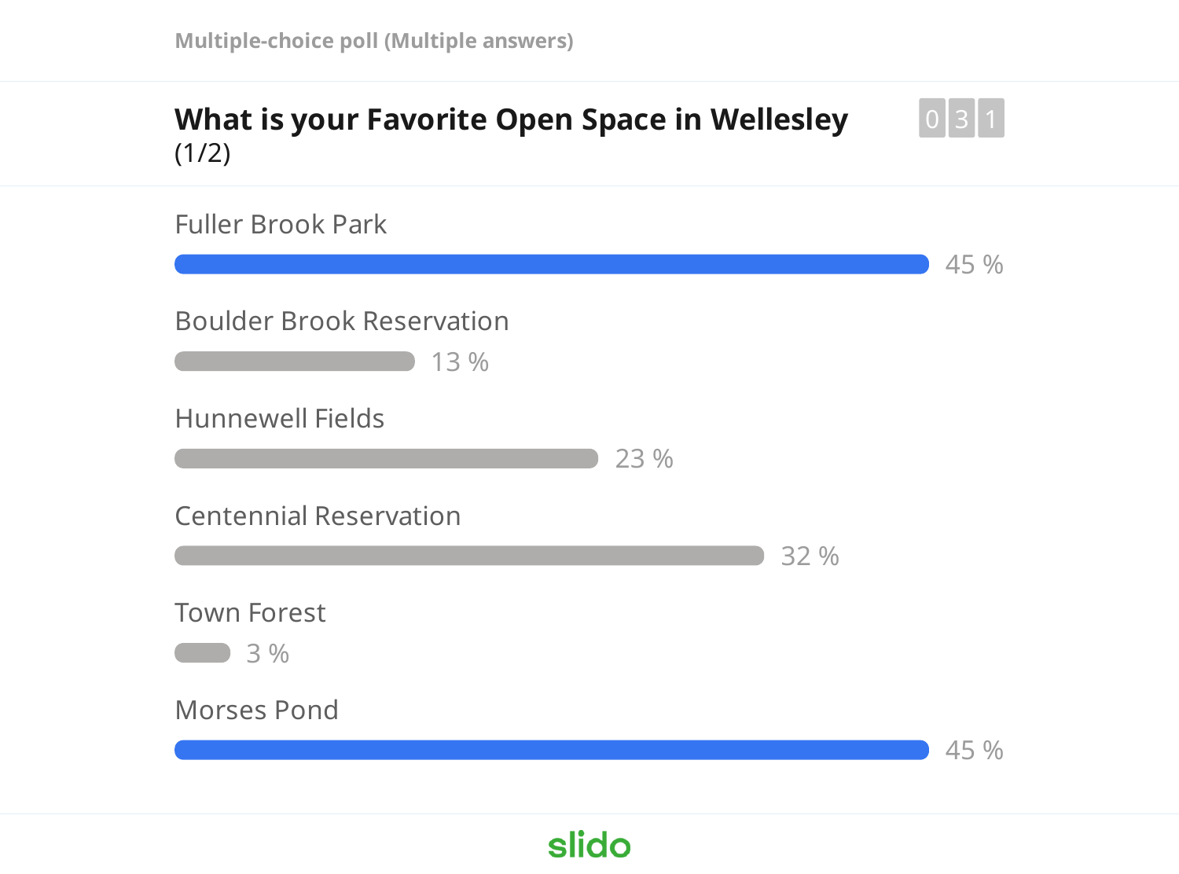Multiple-choice poll (Multiple answers)

## What is your Favorite Open Space in Wellesley

(1/2)

031

| Option | Percentage |
| --- | --- |
| Fuller Brook Park | 45 % |
| Boulder Brook Reservation | 13 % |
| Hunnewell Fields | 23 % |
| Centennial Reservation | 32 % |
| Town Forest | 3 % |
| Morses Pond | 45 % |

slido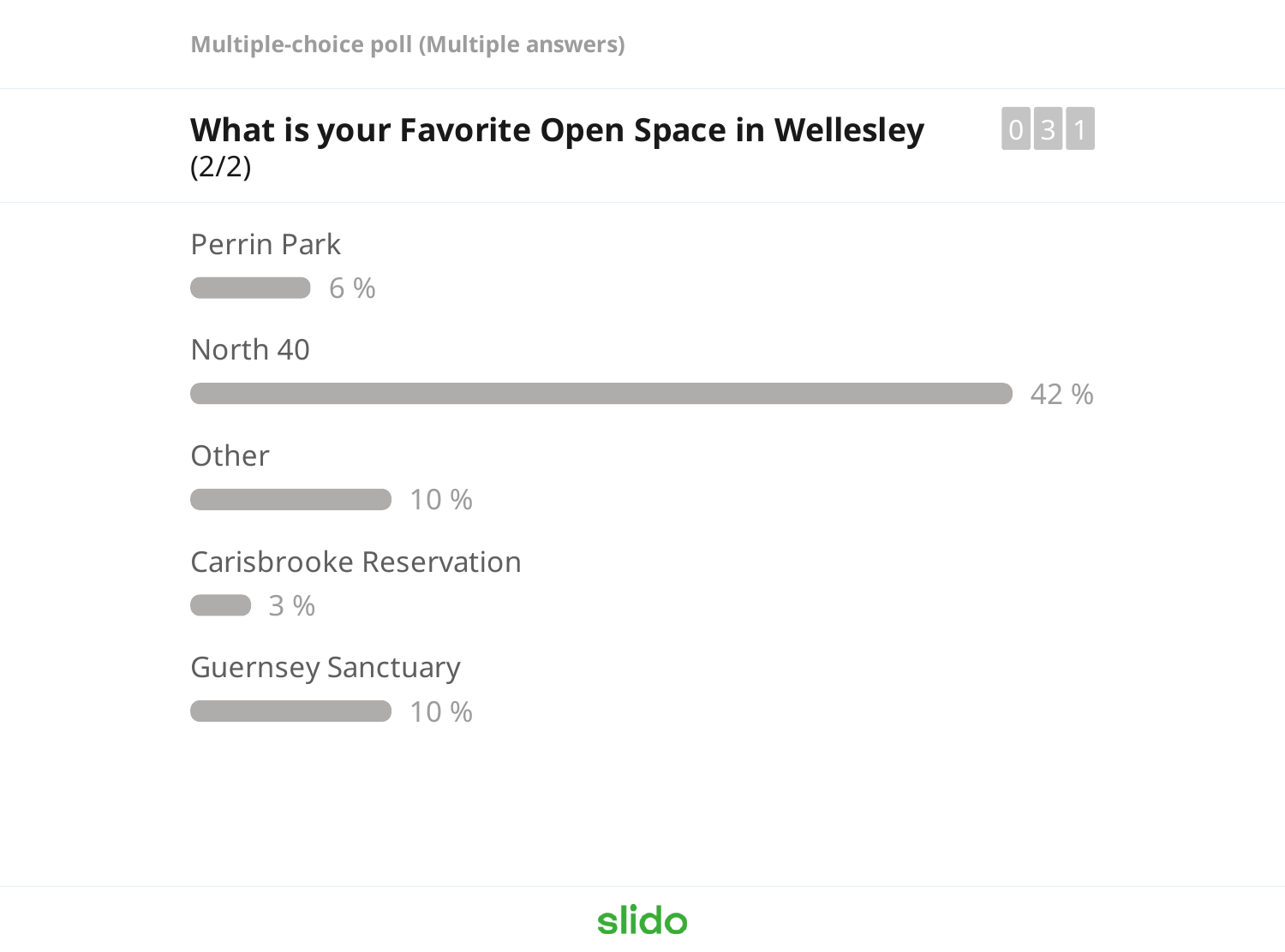Multiple-choice poll (Multiple answers)

## What is your Favorite Open Space in Wellesley

(2/2)

031

| Option | Percentage |
| --- | --- |
| Perrin Park | 6 % |
| North 40 | 42 % |
| Other | 10 % |
| Carisbrooke Reservation | 3 % |
| Guernsey Sanctuary | 10 % |

slido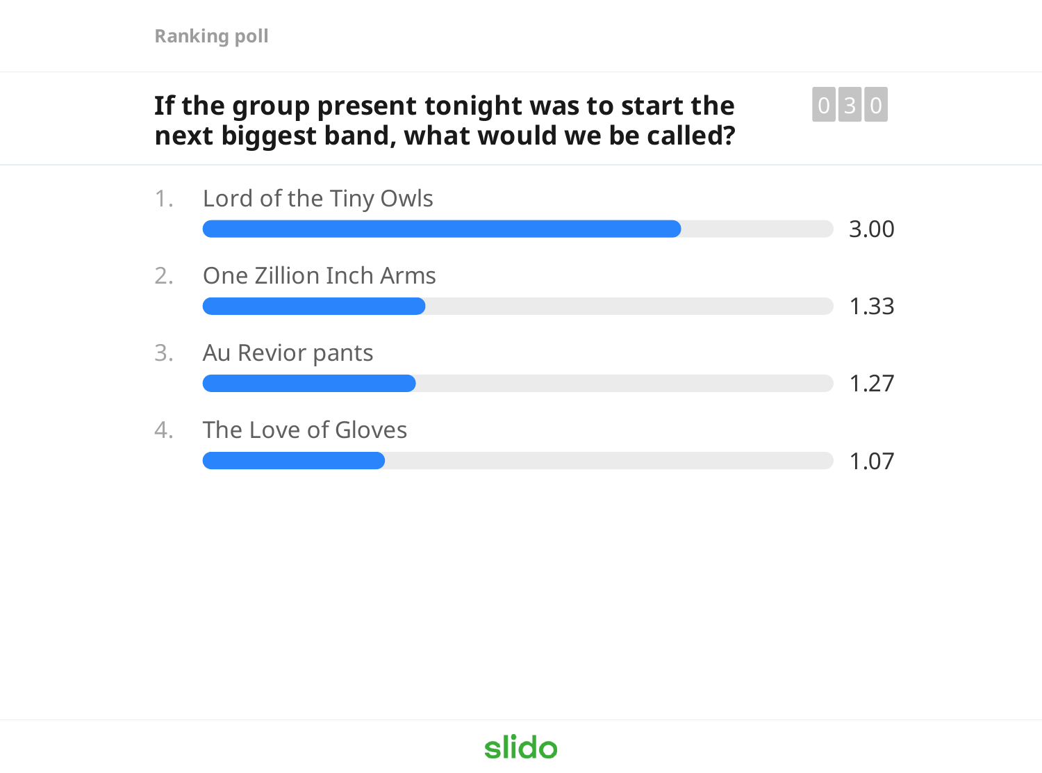Ranking poll

## If the group present tonight was to start the next biggest band, what would we be called?

030

1. Lord of the Tiny Owls — 3.00
2. One Zillion Inch Arms — 1.33
3. Au Revior pants — 1.27
4. The Love of Gloves — 1.07

slido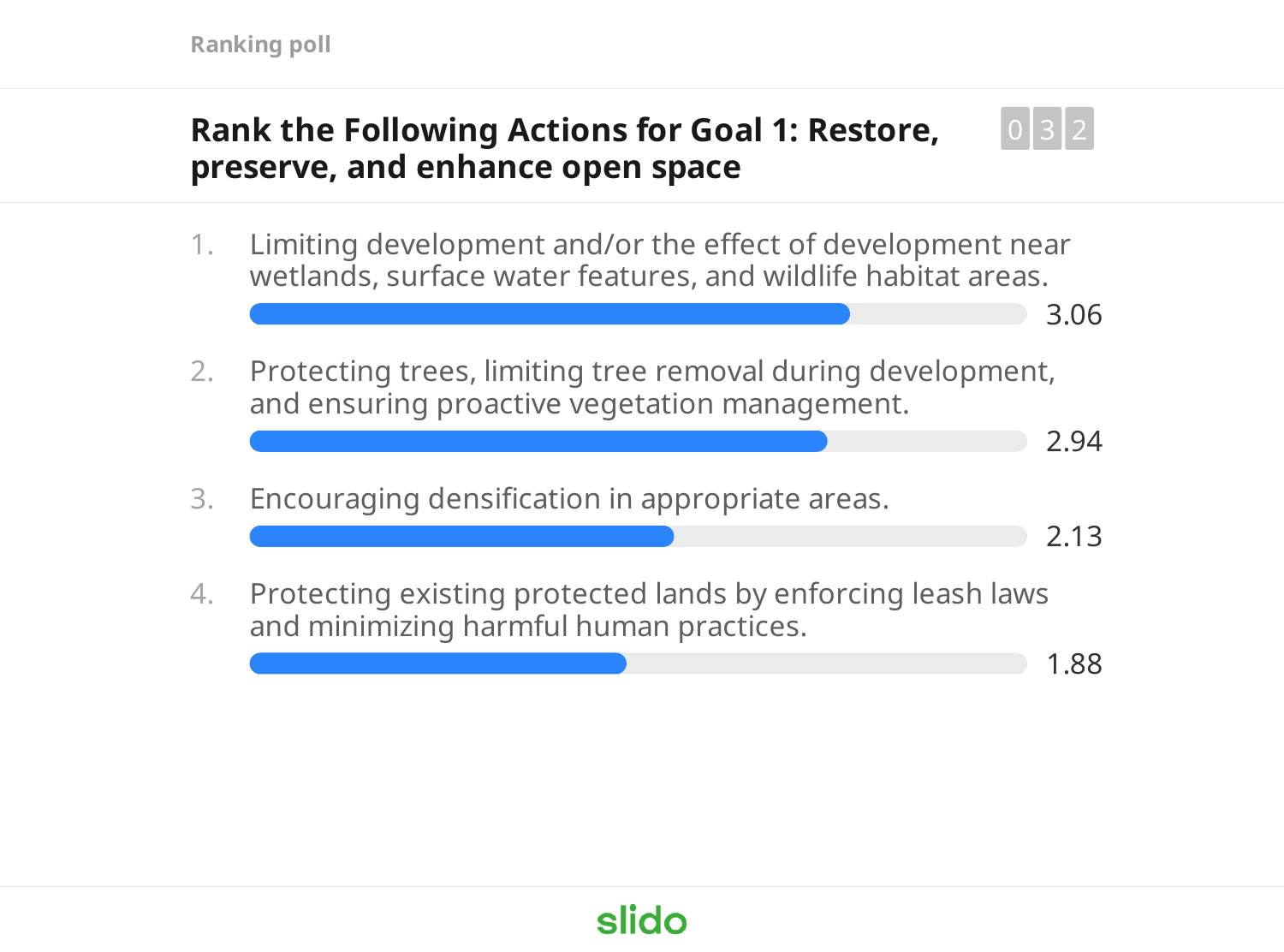Ranking poll

## Rank the Following Actions for Goal 1: Restore, preserve, and enhance open space

032

1. Limiting development and/or the effect of development near wetlands, surface water features, and wildlife habitat areas.
   3.06
2. Protecting trees, limiting tree removal during development, and ensuring proactive vegetation management.
   2.94
3. Encouraging densification in appropriate areas.
   2.13
4. Protecting existing protected lands by enforcing leash laws and minimizing harmful human practices.
   1.88

slido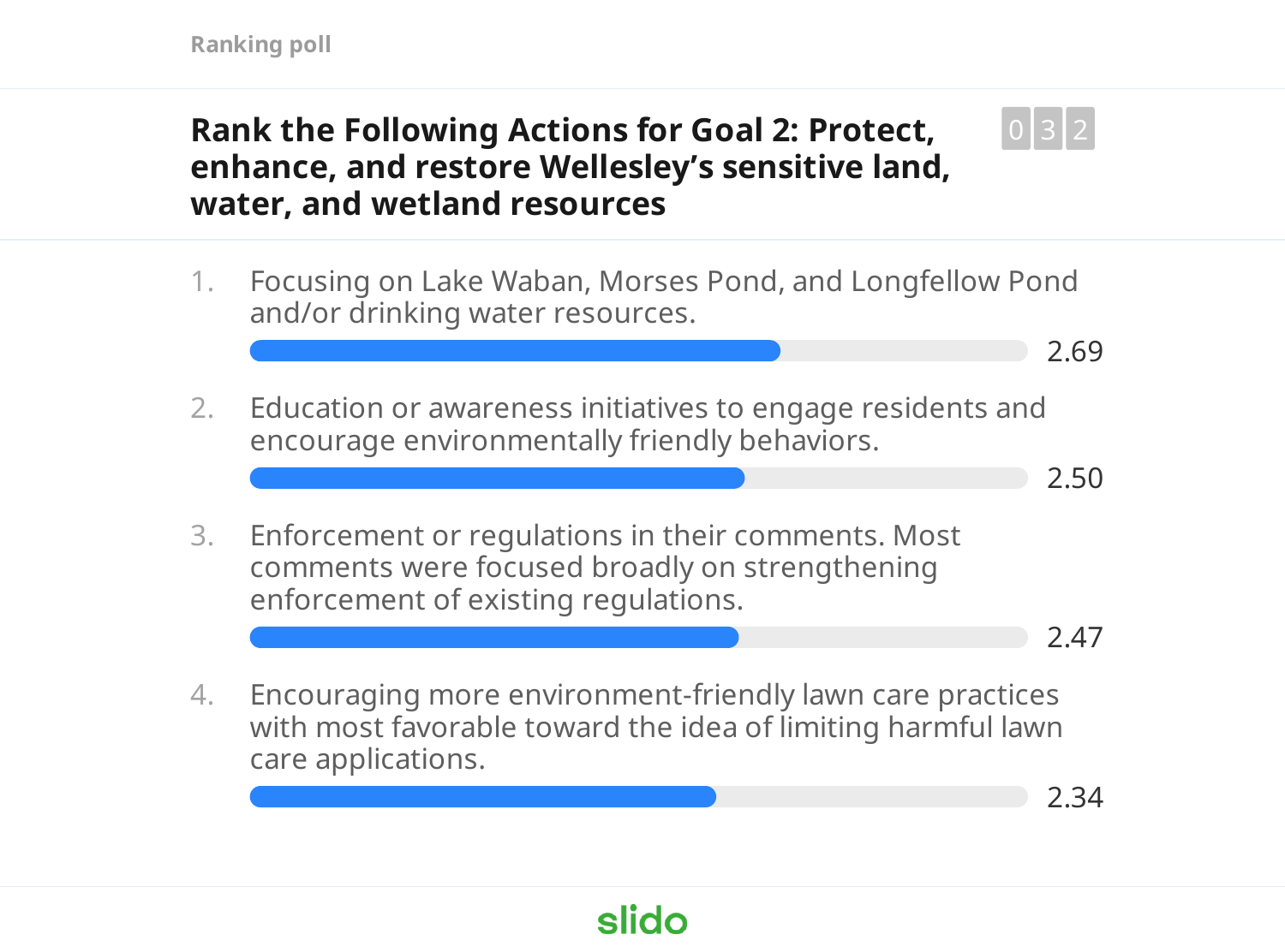Ranking poll

## Rank the Following Actions for Goal 2: Protect, enhance, and restore Wellesley's sensitive land, water, and wetland resources

0 3 2

1. Focusing on Lake Waban, Morses Pond, and Longfellow Pond and/or drinking water resources.
   2.69
2. Education or awareness initiatives to engage residents and encourage environmentally friendly behaviors.
   2.50
3. Enforcement or regulations in their comments. Most comments were focused broadly on strengthening enforcement of existing regulations.
   2.47
4. Encouraging more environment-friendly lawn care practices with most favorable toward the idea of limiting harmful lawn care applications.
   2.34

slido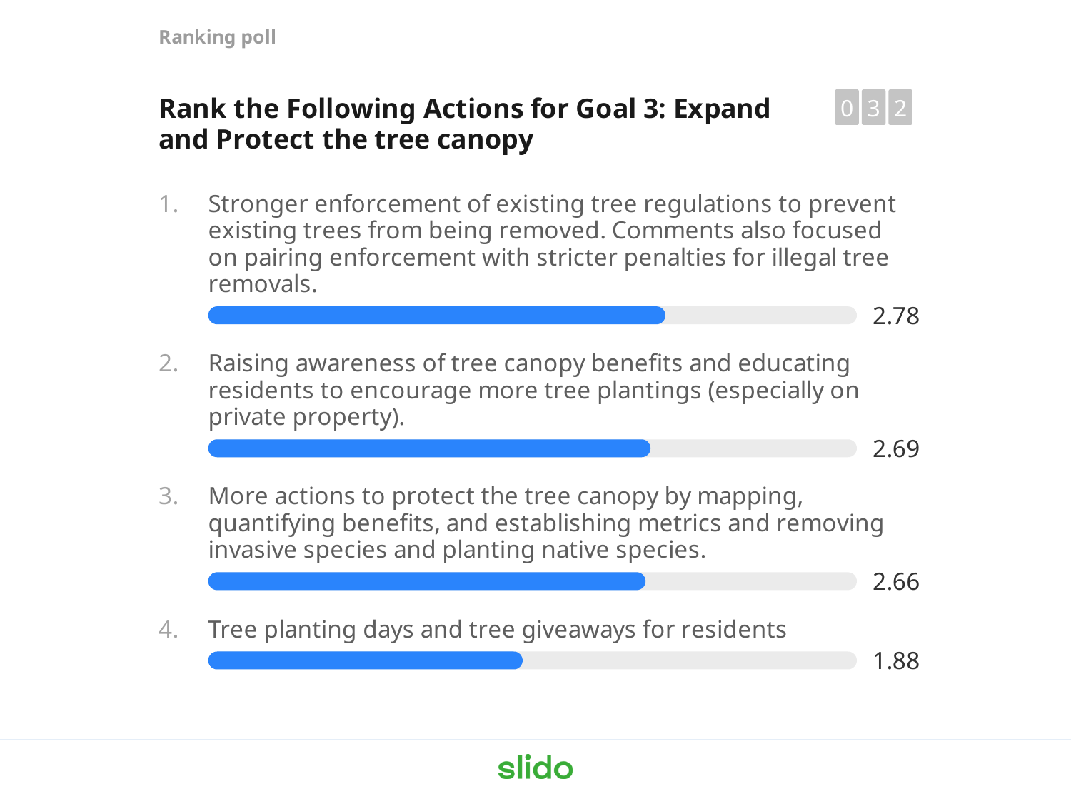Ranking poll

## Rank the Following Actions for Goal 3: Expand and Protect the tree canopy

032

1. Stronger enforcement of existing tree regulations to prevent existing trees from being removed. Comments also focused on pairing enforcement with stricter penalties for illegal tree removals.

   2.78

2. Raising awareness of tree canopy benefits and educating residents to encourage more tree plantings (especially on private property).

   2.69

3. More actions to protect the tree canopy by mapping, quantifying benefits, and establishing metrics and removing invasive species and planting native species.

   2.66

4. Tree planting days and tree giveaways for residents

   1.88

slido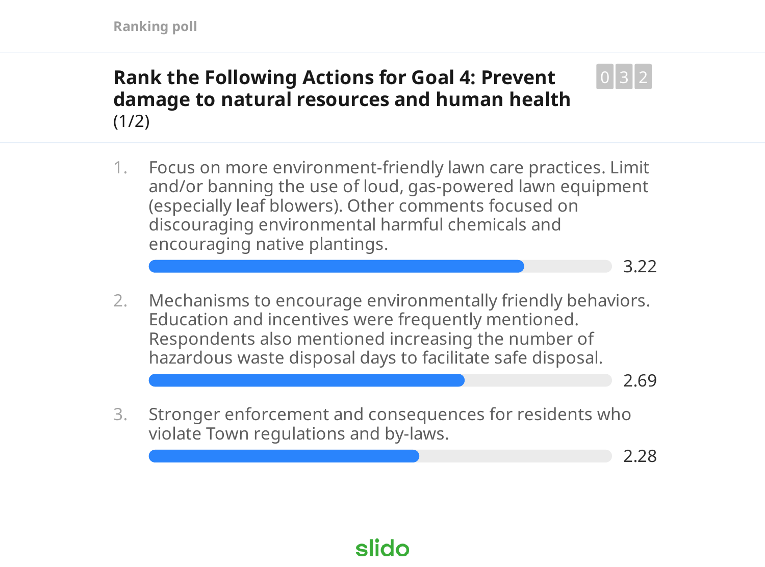Ranking poll

## Rank the Following Actions for Goal 4: Prevent damage to natural resources and human health

(1/2)

032

1. Focus on more environment-friendly lawn care practices. Limit and/or banning the use of loud, gas-powered lawn equipment (especially leaf blowers). Other comments focused on discouraging environmental harmful chemicals and encouraging native plantings.
   3.22

2. Mechanisms to encourage environmentally friendly behaviors. Education and incentives were frequently mentioned. Respondents also mentioned increasing the number of hazardous waste disposal days to facilitate safe disposal.
   2.69

3. Stronger enforcement and consequences for residents who violate Town regulations and by-laws.
   2.28

slido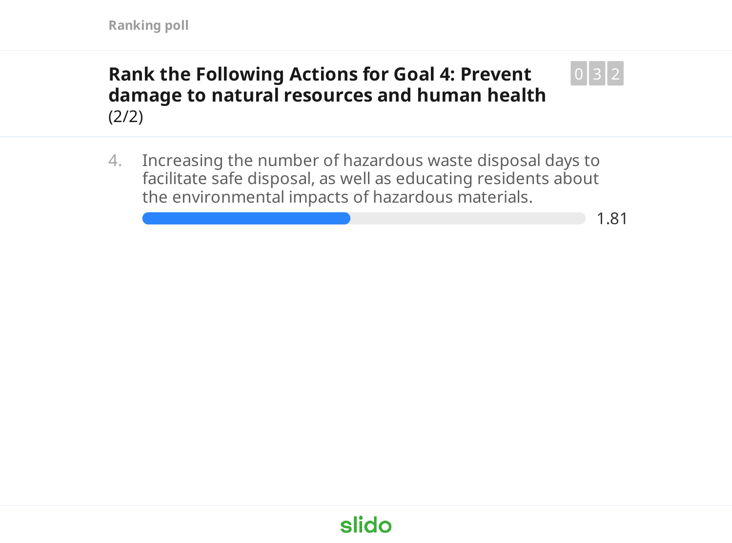Ranking poll

## Rank the Following Actions for Goal 4: Prevent damage to natural resources and human health

(2/2)

032

4. Increasing the number of hazardous waste disposal days to facilitate safe disposal, as well as educating residents about the environmental impacts of hazardous materials.

   1.81

slido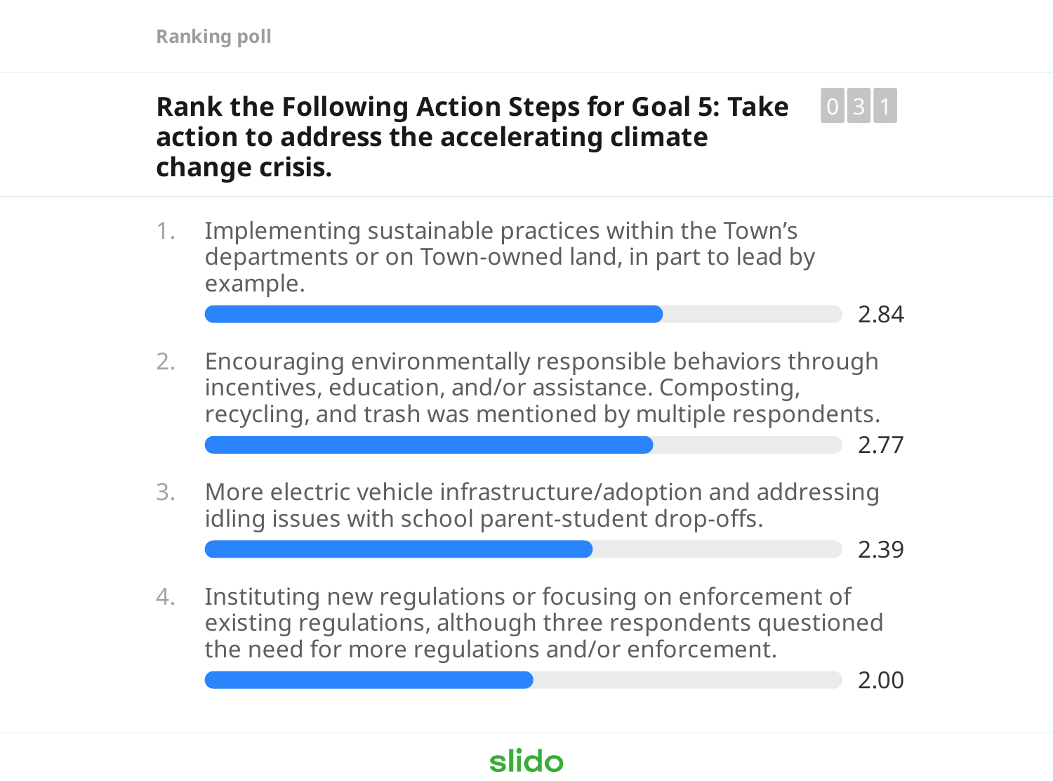Ranking poll

## Rank the Following Action Steps for Goal 5: Take action to address the accelerating climate change crisis.

031

1. Implementing sustainable practices within the Town's departments or on Town-owned land, in part to lead by example.
   2.84

2. Encouraging environmentally responsible behaviors through incentives, education, and/or assistance. Composting, recycling, and trash was mentioned by multiple respondents.
   2.77

3. More electric vehicle infrastructure/adoption and addressing idling issues with school parent-student drop-offs.
   2.39

4. Instituting new regulations or focusing on enforcement of existing regulations, although three respondents questioned the need for more regulations and/or enforcement.
   2.00

slido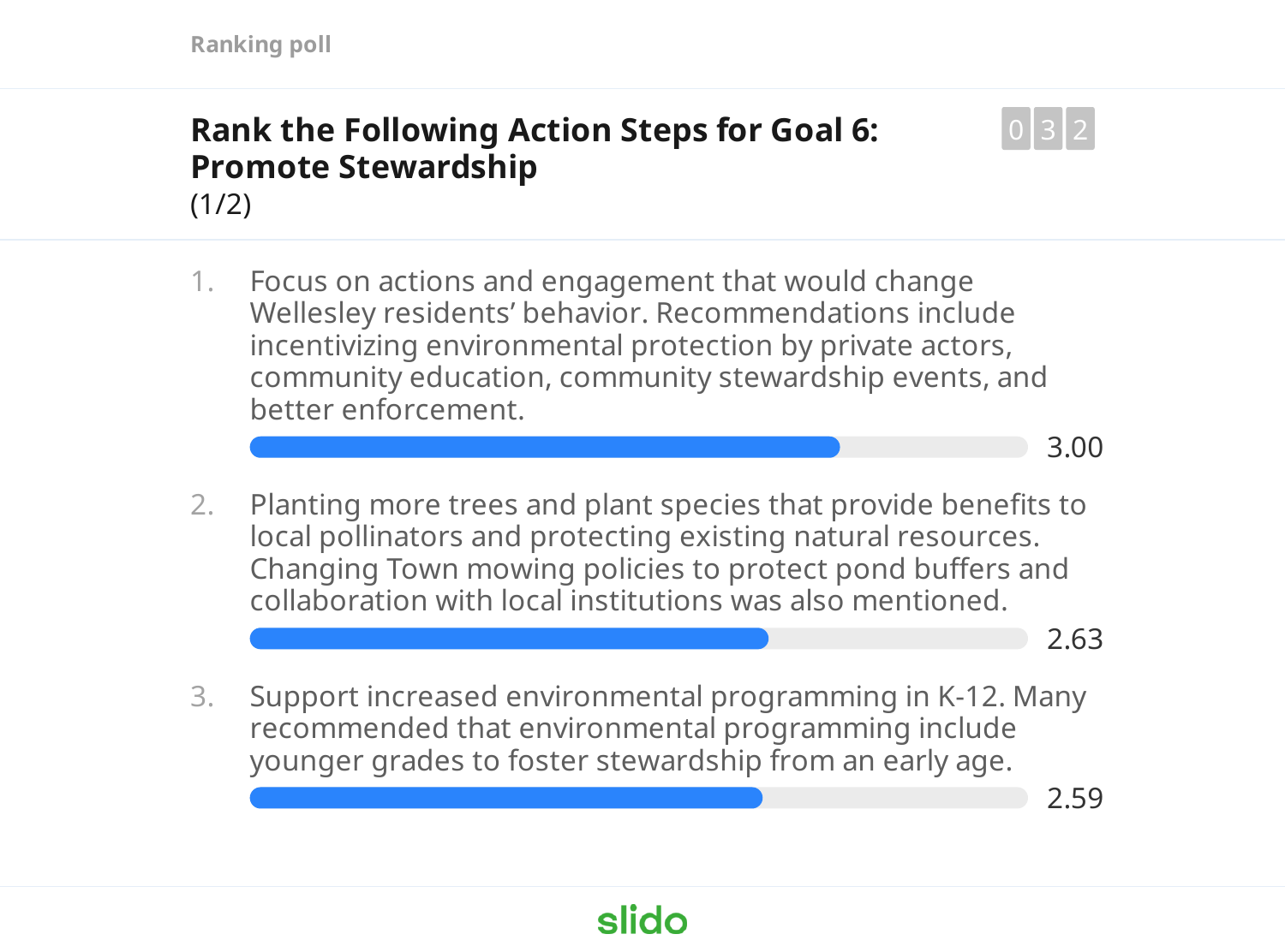Ranking poll

## Rank the Following Action Steps for Goal 6: Promote Stewardship

(1/2)

032

1. Focus on actions and engagement that would change Wellesley residents' behavior. Recommendations include incentivizing environmental protection by private actors, community education, community stewardship events, and better enforcement.

   3.00

2. Planting more trees and plant species that provide benefits to local pollinators and protecting existing natural resources. Changing Town mowing policies to protect pond buffers and collaboration with local institutions was also mentioned.

   2.63

3. Support increased environmental programming in K-12. Many recommended that environmental programming include younger grades to foster stewardship from an early age.

   2.59

slido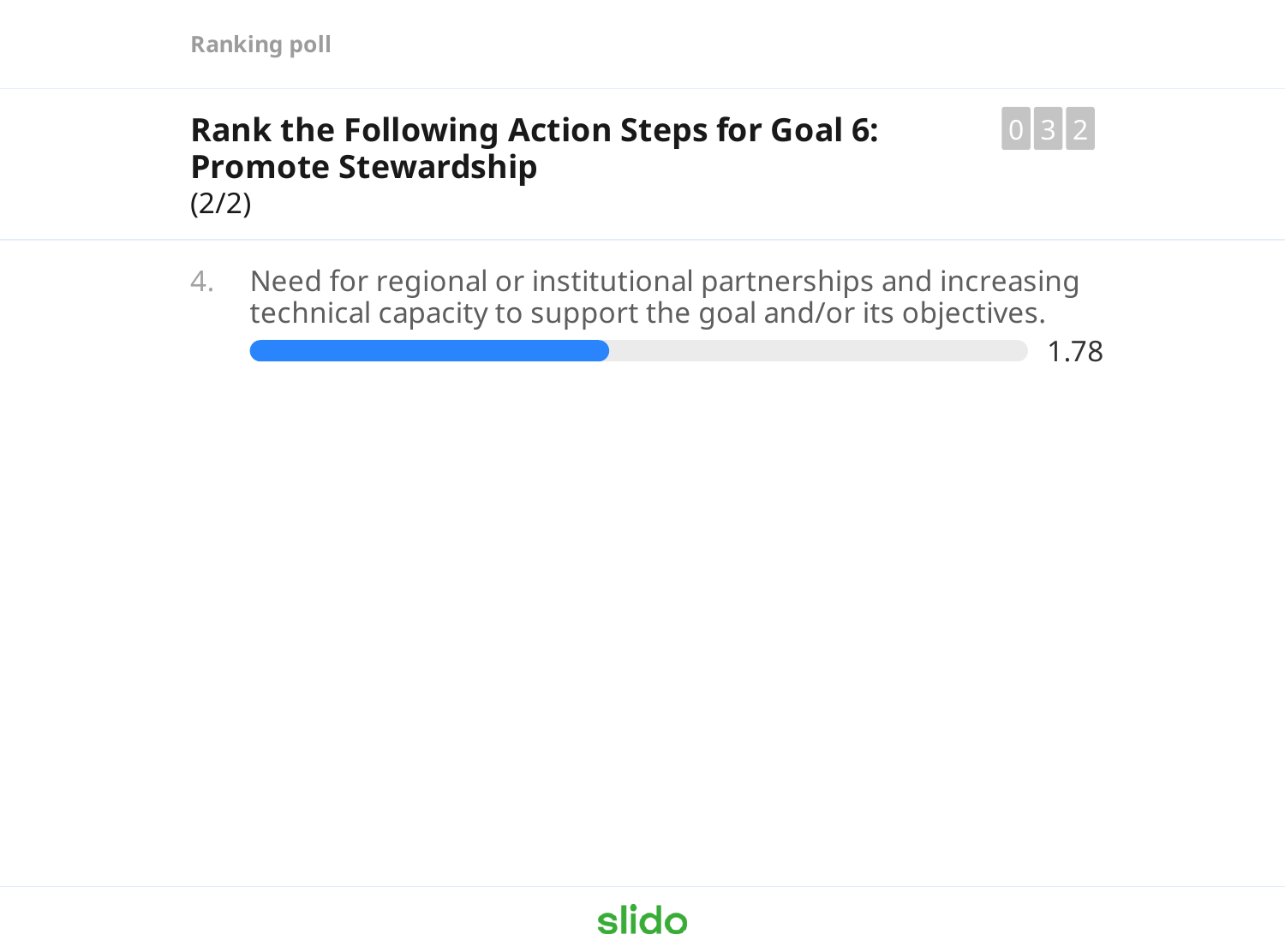Ranking poll

## Rank the Following Action Steps for Goal 6: Promote Stewardship

(2/2)

032

4. Need for regional or institutional partnerships and increasing technical capacity to support the goal and/or its objectives. 1.78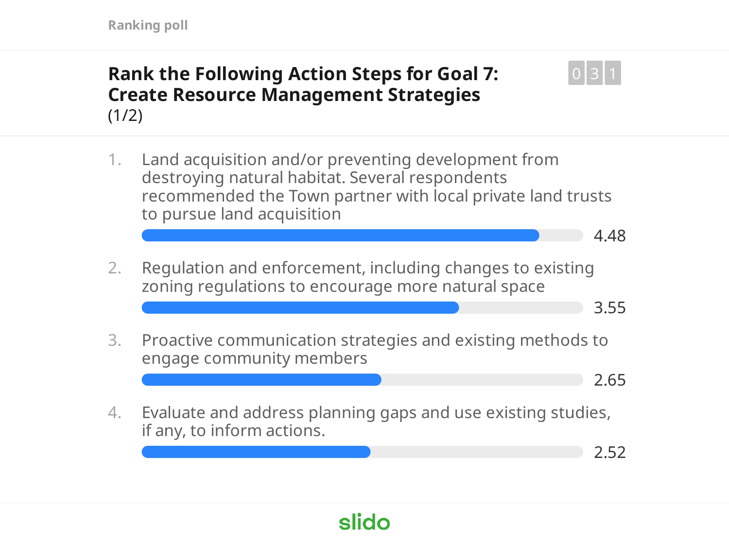Ranking poll

## Rank the Following Action Steps for Goal 7: Create Resource Management Strategies

(1/2)

0 3 1

1. Land acquisition and/or preventing development from destroying natural habitat. Several respondents recommended the Town partner with local private land trusts to pursue land acquisition

   4.48

2. Regulation and enforcement, including changes to existing zoning regulations to encourage more natural space

   3.55

3. Proactive communication strategies and existing methods to engage community members

   2.65

4. Evaluate and address planning gaps and use existing studies, if any, to inform actions.

   2.52

slido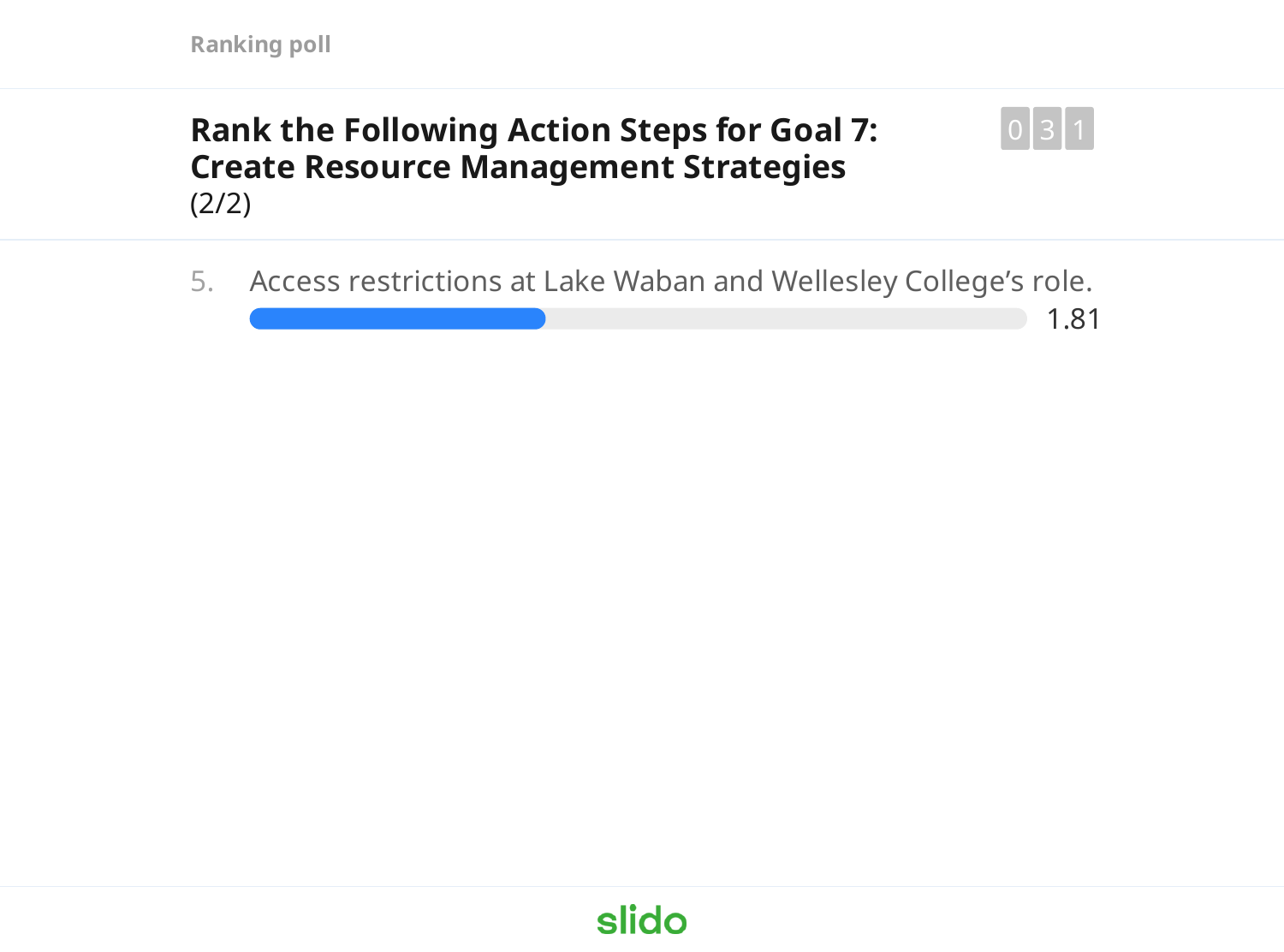Ranking poll

## Rank the Following Action Steps for Goal 7: Create Resource Management Strategies

(2/2)

031

5. Access restrictions at Lake Waban and Wellesley College's role. 1.81

slido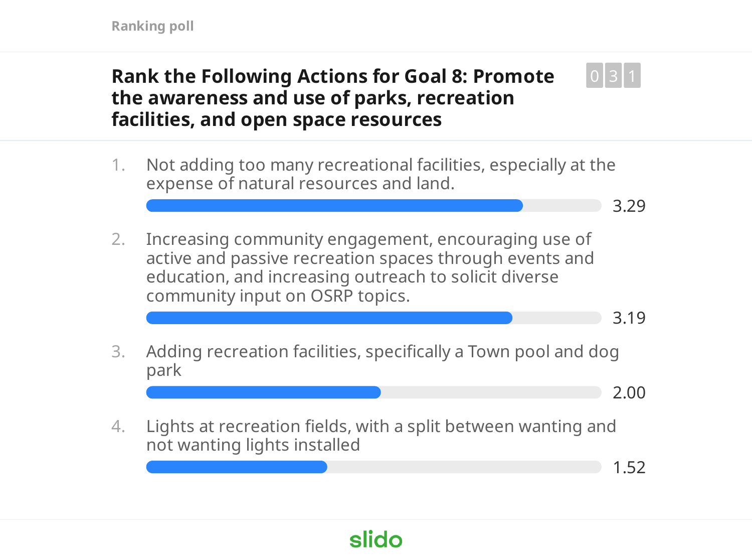Ranking poll

## Rank the Following Actions for Goal 8: Promote the awareness and use of parks, recreation facilities, and open space resources

0 3 1

1. Not adding too many recreational facilities, especially at the expense of natural resources and land.
   3.29

2. Increasing community engagement, encouraging use of active and passive recreation spaces through events and education, and increasing outreach to solicit diverse community input on OSRP topics.
   3.19

3. Adding recreation facilities, specifically a Town pool and dog park
   2.00

4. Lights at recreation fields, with a split between wanting and not wanting lights installed
   1.52

slido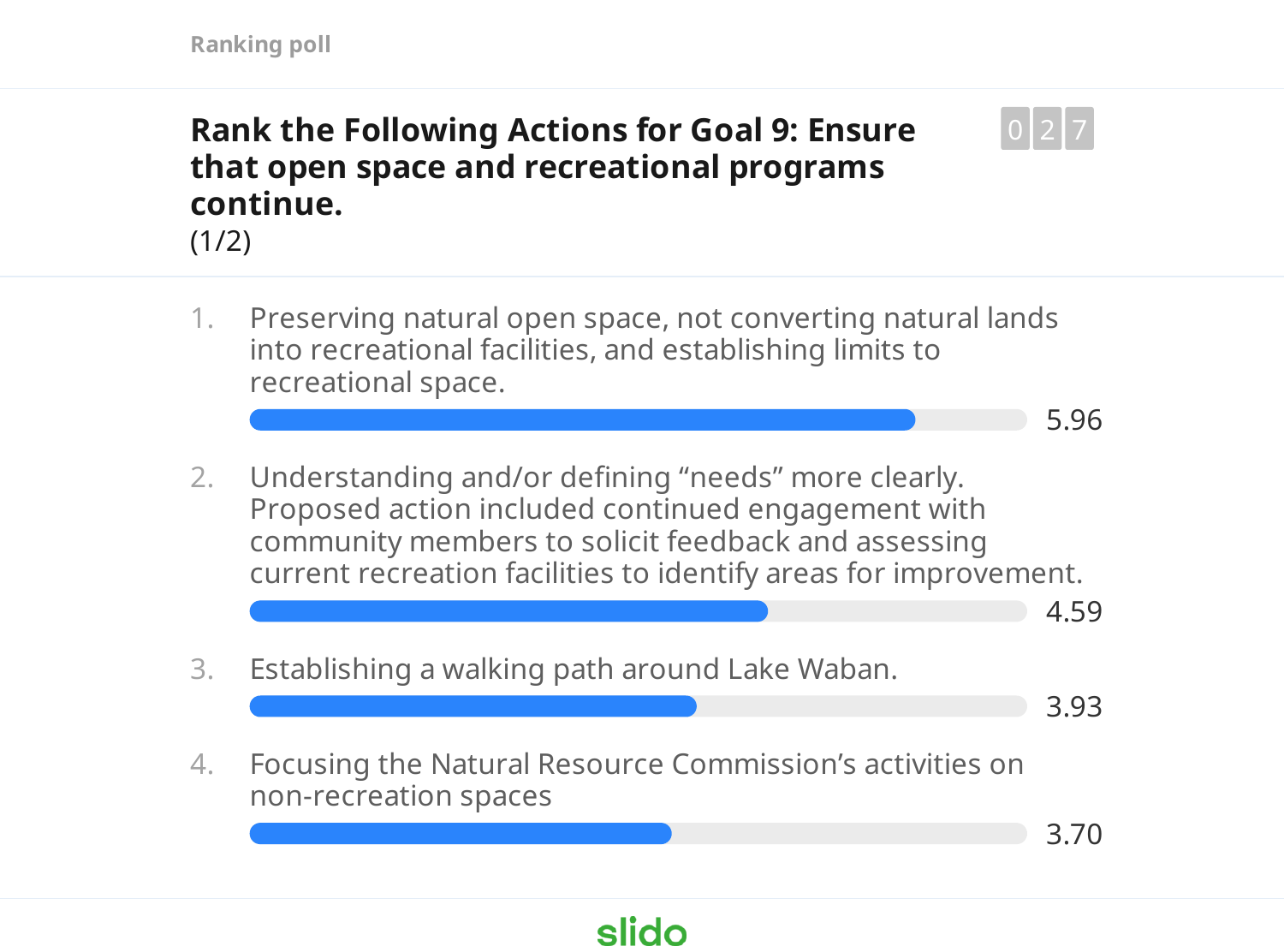Ranking poll

## Rank the Following Actions for Goal 9: Ensure that open space and recreational programs continue.

(1/2)

027

1. Preserving natural open space, not converting natural lands into recreational facilities, and establishing limits to recreational space.
   5.96
2. Understanding and/or defining "needs" more clearly. Proposed action included continued engagement with community members to solicit feedback and assessing current recreation facilities to identify areas for improvement.
   4.59
3. Establishing a walking path around Lake Waban.
   3.93
4. Focusing the Natural Resource Commission's activities on non-recreation spaces
   3.70

slido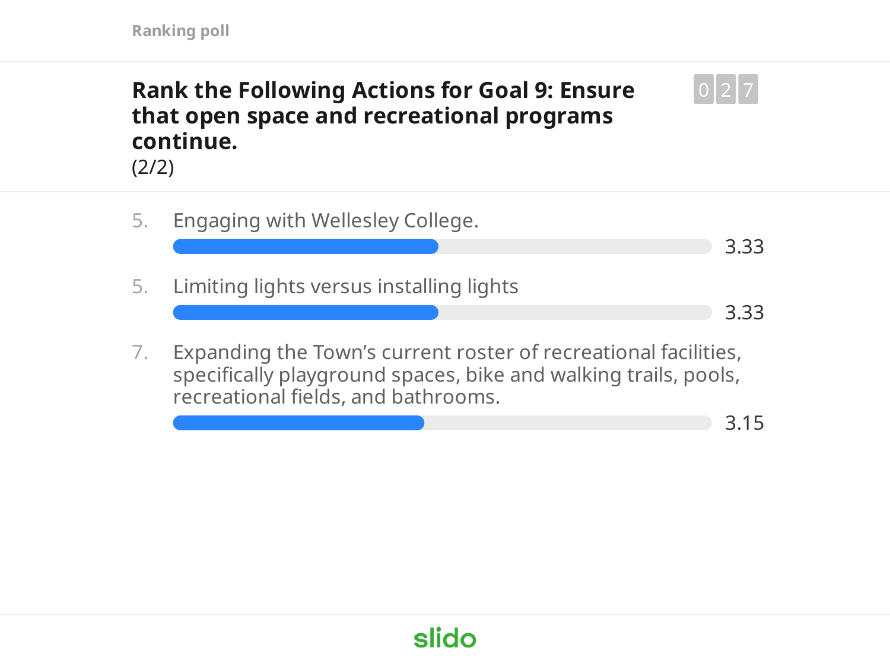Ranking poll

## Rank the Following Actions for Goal 9: Ensure that open space and recreational programs continue.

(2/2)

027

5. Engaging with Wellesley College.
   3.33

5. Limiting lights versus installing lights
   3.33

7. Expanding the Town's current roster of recreational facilities, specifically playground spaces, bike and walking trails, pools, recreational fields, and bathrooms.
   3.15

slido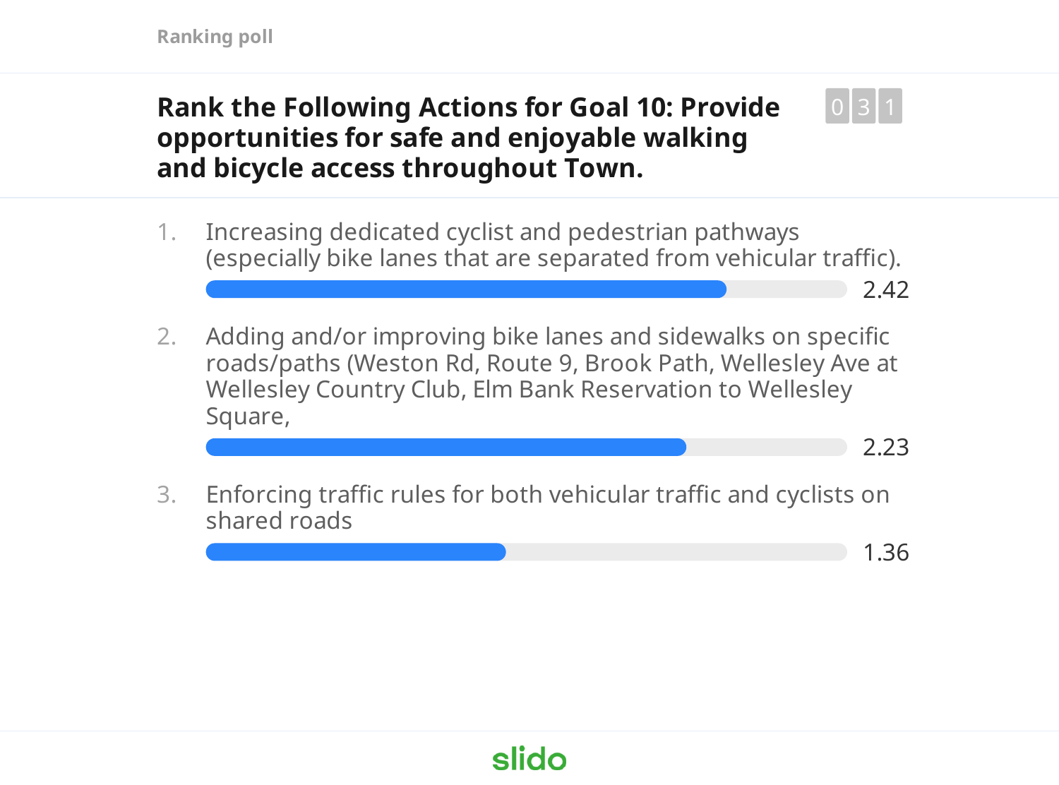Ranking poll

## Rank the Following Actions for Goal 10: Provide opportunities for safe and enjoyable walking and bicycle access throughout Town.

031

1. Increasing dedicated cyclist and pedestrian pathways (especially bike lanes that are separated from vehicular traffic). — 2.42
2. Adding and/or improving bike lanes and sidewalks on specific roads/paths (Weston Rd, Route 9, Brook Path, Wellesley Ave at Wellesley Country Club, Elm Bank Reservation to Wellesley Square, — 2.23
3. Enforcing traffic rules for both vehicular traffic and cyclists on shared roads — 1.36

slido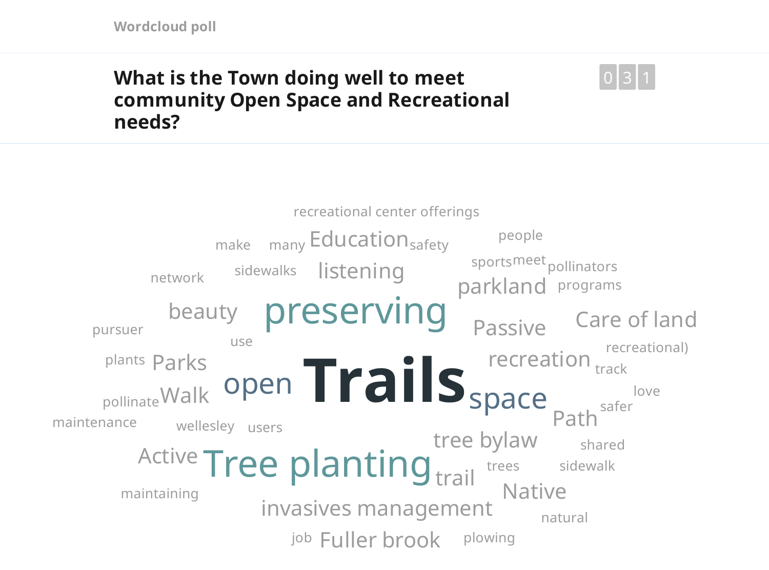Wordcloud poll

## What is the Town doing well to meet community Open Space and Recreational needs?

031

recreational center offerings

make many Education safety people

sidewalks listening sports meet pollinators

network parkland programs

beauty preserving Passive Care of land

pursuer use recreational)

plants Parks recreation track

Trails

pollinate Walk open space love

maintenance safer

wellesley users Path

tree bylaw shared

Active Tree planting trail trees sidewalk

maintaining Native

invasives management natural

job Fuller brook plowing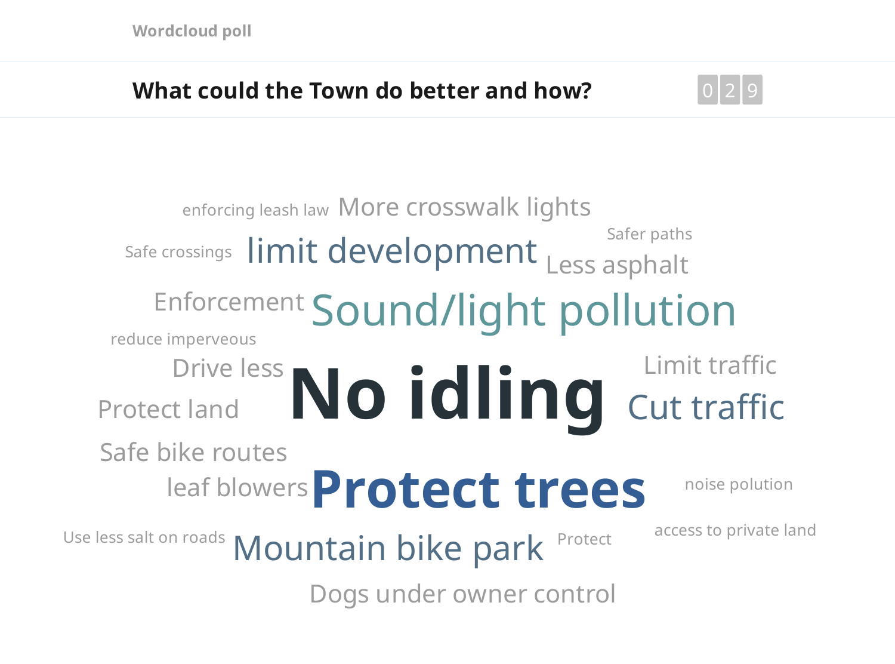Wordcloud poll

## What could the Town do better and how?

029

- enforcing leash law
- More crosswalk lights
- Safer paths
- Safe crossings
- limit development
- Less asphalt
- Enforcement
- Sound/light pollution
- reduce imperveous
- Drive less
- No idling
- Limit traffic
- Protect land
- Cut traffic
- Safe bike routes
- leaf blowers
- Protect trees
- noise polution
- access to private land
- Use less salt on roads
- Mountain bike park
- Protect
- Dogs under owner control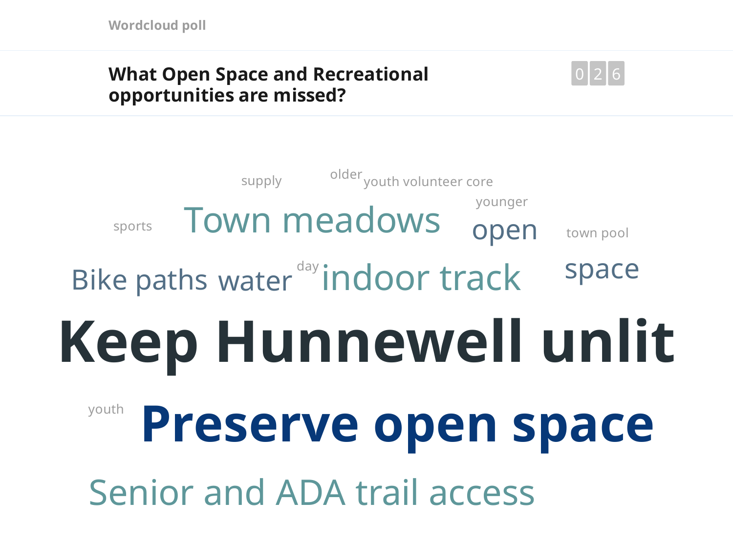Wordcloud poll

**What Open Space and Recreational opportunities are missed?**

026

supply

older

youth volunteer core

younger

sports

Town meadows

open

town pool

Bike paths

water

day

indoor track

space

Keep Hunnewell unlit

youth

Preserve open space

Senior and ADA trail access